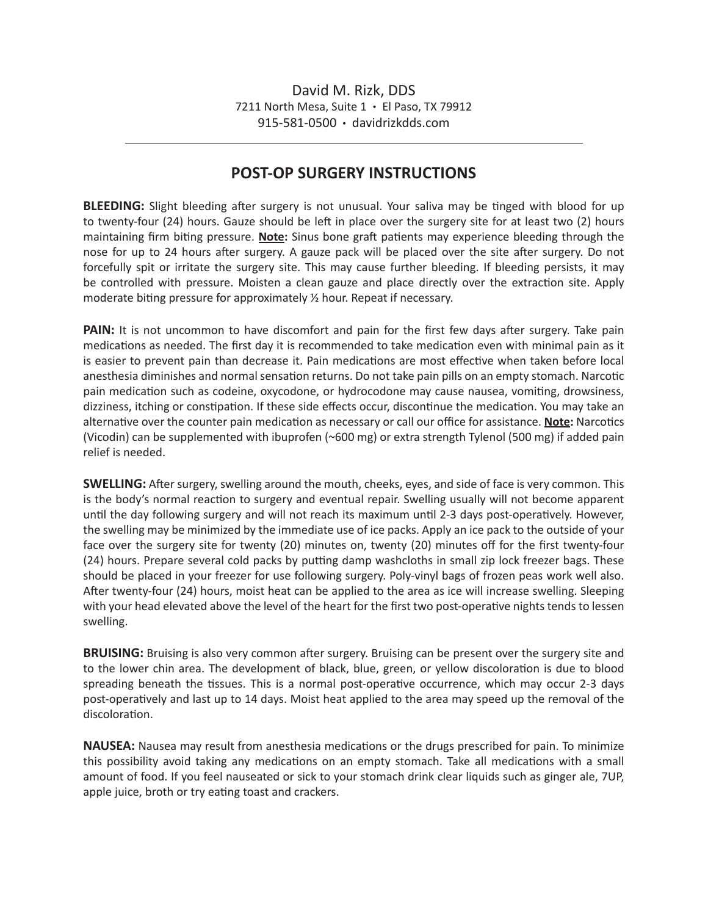David M. Rizk, DDS
7211 North Mesa, Suite 1 • El Paso, TX 79912
915-581-0500 • davidrizkdds.com

---

## POST-OP SURGERY INSTRUCTIONS

**BLEEDING:** Slight bleeding after surgery is not unusual. Your saliva may be tinged with blood for up to twenty-four (24) hours. Gauze should be left in place over the surgery site for at least two (2) hours maintaining firm biting pressure. **Note:** Sinus bone graft patients may experience bleeding through the nose for up to 24 hours after surgery. A gauze pack will be placed over the site after surgery. Do not forcefully spit or irritate the surgery site. This may cause further bleeding. If bleeding persists, it may be controlled with pressure. Moisten a clean gauze and place directly over the extraction site. Apply moderate biting pressure for approximately ½ hour. Repeat if necessary.

**PAIN:** It is not uncommon to have discomfort and pain for the first few days after surgery. Take pain medications as needed. The first day it is recommended to take medication even with minimal pain as it is easier to prevent pain than decrease it. Pain medications are most effective when taken before local anesthesia diminishes and normal sensation returns. Do not take pain pills on an empty stomach. Narcotic pain medication such as codeine, oxycodone, or hydrocodone may cause nausea, vomiting, drowsiness, dizziness, itching or constipation. If these side effects occur, discontinue the medication. You may take an alternative over the counter pain medication as necessary or call our office for assistance. **Note:** Narcotics (Vicodin) can be supplemented with ibuprofen (~600 mg) or extra strength Tylenol (500 mg) if added pain relief is needed.

**SWELLING:** After surgery, swelling around the mouth, cheeks, eyes, and side of face is very common. This is the body's normal reaction to surgery and eventual repair. Swelling usually will not become apparent until the day following surgery and will not reach its maximum until 2-3 days post-operatively. However, the swelling may be minimized by the immediate use of ice packs. Apply an ice pack to the outside of your face over the surgery site for twenty (20) minutes on, twenty (20) minutes off for the first twenty-four (24) hours. Prepare several cold packs by putting damp washcloths in small zip lock freezer bags. These should be placed in your freezer for use following surgery. Poly-vinyl bags of frozen peas work well also. After twenty-four (24) hours, moist heat can be applied to the area as ice will increase swelling. Sleeping with your head elevated above the level of the heart for the first two post-operative nights tends to lessen swelling.

**BRUISING:** Bruising is also very common after surgery. Bruising can be present over the surgery site and to the lower chin area. The development of black, blue, green, or yellow discoloration is due to blood spreading beneath the tissues. This is a normal post-operative occurrence, which may occur 2-3 days post-operatively and last up to 14 days. Moist heat applied to the area may speed up the removal of the discoloration.

**NAUSEA:** Nausea may result from anesthesia medications or the drugs prescribed for pain. To minimize this possibility avoid taking any medications on an empty stomach. Take all medications with a small amount of food. If you feel nauseated or sick to your stomach drink clear liquids such as ginger ale, 7UP, apple juice, broth or try eating toast and crackers.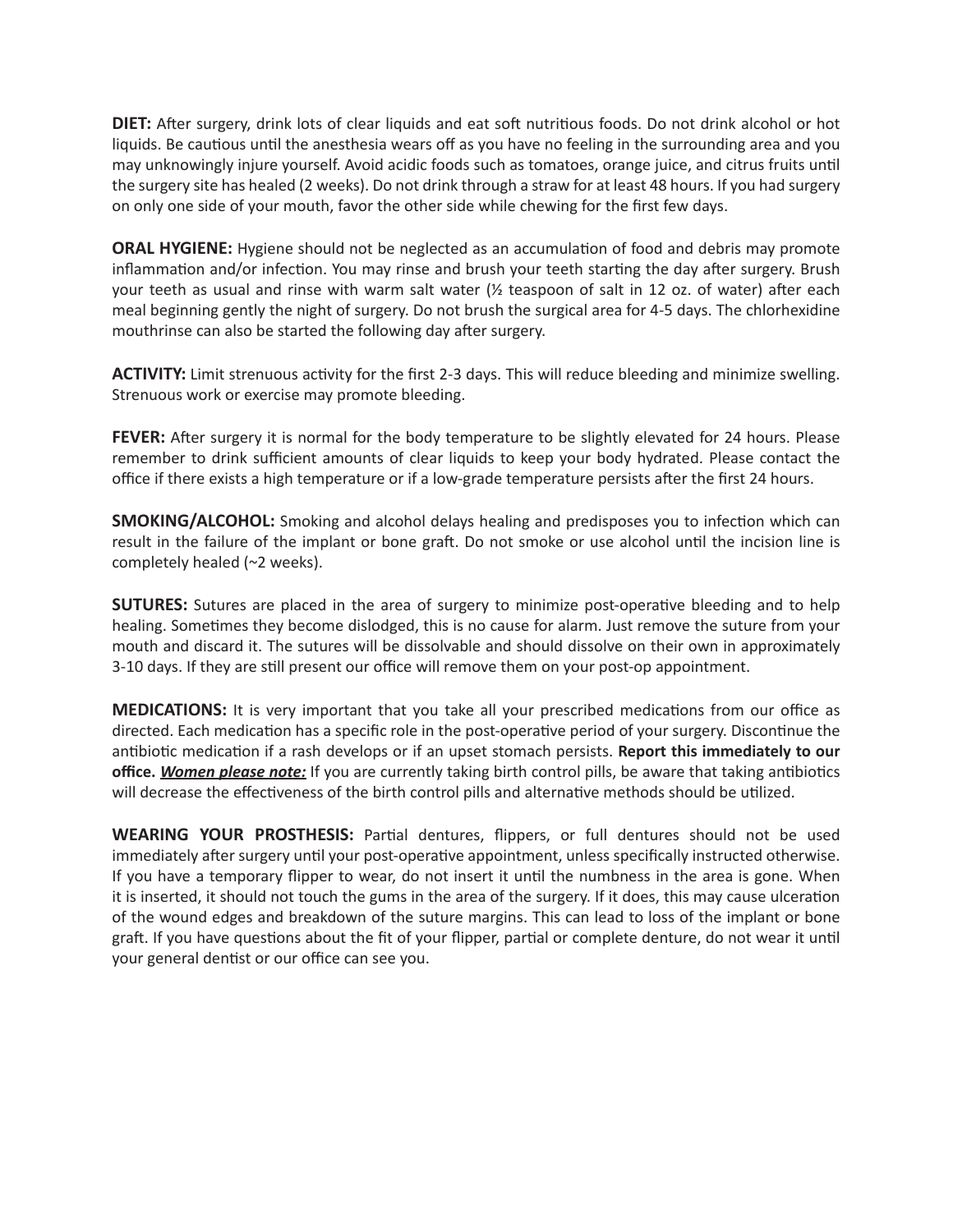**DIET:** After surgery, drink lots of clear liquids and eat soft nutritious foods. Do not drink alcohol or hot liquids. Be cautious until the anesthesia wears off as you have no feeling in the surrounding area and you may unknowingly injure yourself. Avoid acidic foods such as tomatoes, orange juice, and citrus fruits until the surgery site has healed (2 weeks). Do not drink through a straw for at least 48 hours. If you had surgery on only one side of your mouth, favor the other side while chewing for the first few days.

**ORAL HYGIENE:** Hygiene should not be neglected as an accumulation of food and debris may promote inflammation and/or infection. You may rinse and brush your teeth starting the day after surgery. Brush your teeth as usual and rinse with warm salt water (½ teaspoon of salt in 12 oz. of water) after each meal beginning gently the night of surgery. Do not brush the surgical area for 4-5 days. The chlorhexidine mouthrinse can also be started the following day after surgery.

**ACTIVITY:** Limit strenuous activity for the first 2-3 days. This will reduce bleeding and minimize swelling. Strenuous work or exercise may promote bleeding.

**FEVER:** After surgery it is normal for the body temperature to be slightly elevated for 24 hours. Please remember to drink sufficient amounts of clear liquids to keep your body hydrated. Please contact the office if there exists a high temperature or if a low-grade temperature persists after the first 24 hours.

**SMOKING/ALCOHOL:** Smoking and alcohol delays healing and predisposes you to infection which can result in the failure of the implant or bone graft. Do not smoke or use alcohol until the incision line is completely healed (~2 weeks).

**SUTURES:** Sutures are placed in the area of surgery to minimize post-operative bleeding and to help healing. Sometimes they become dislodged, this is no cause for alarm. Just remove the suture from your mouth and discard it. The sutures will be dissolvable and should dissolve on their own in approximately 3-10 days. If they are still present our office will remove them on your post-op appointment.

**MEDICATIONS:** It is very important that you take all your prescribed medications from our office as directed. Each medication has a specific role in the post-operative period of your surgery. Discontinue the antibiotic medication if a rash develops or if an upset stomach persists. **Report this immediately to our office.** ***<u>Women please note:</u>*** If you are currently taking birth control pills, be aware that taking antibiotics will decrease the effectiveness of the birth control pills and alternative methods should be utilized.

**WEARING YOUR PROSTHESIS:** Partial dentures, flippers, or full dentures should not be used immediately after surgery until your post-operative appointment, unless specifically instructed otherwise. If you have a temporary flipper to wear, do not insert it until the numbness in the area is gone. When it is inserted, it should not touch the gums in the area of the surgery. If it does, this may cause ulceration of the wound edges and breakdown of the suture margins. This can lead to loss of the implant or bone graft. If you have questions about the fit of your flipper, partial or complete denture, do not wear it until your general dentist or our office can see you.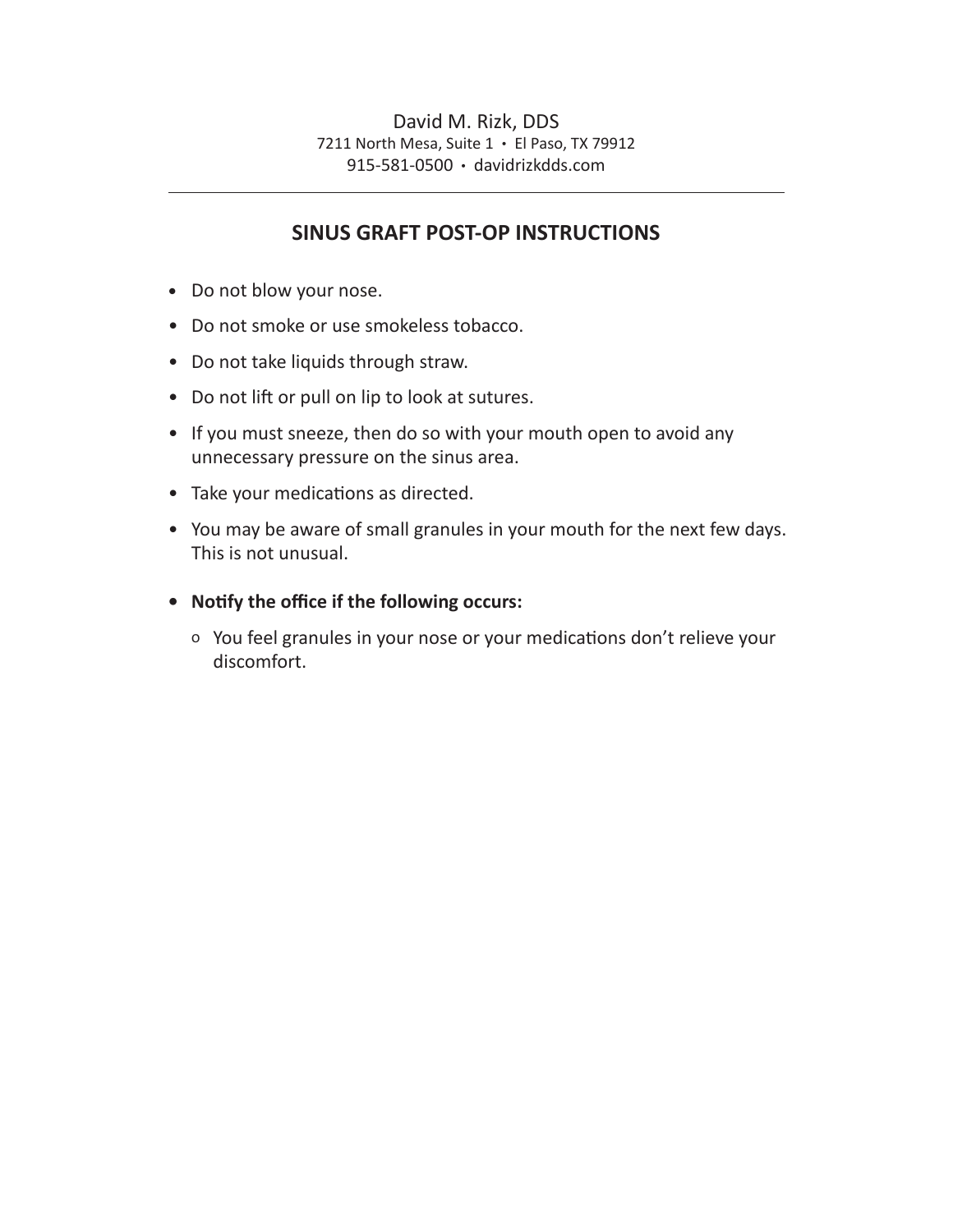David M. Rizk, DDS
7211 North Mesa, Suite 1 • El Paso, TX 79912
915-581-0500 • davidrizkdds.com

---

## SINUS GRAFT POST-OP INSTRUCTIONS

- Do not blow your nose.
- Do not smoke or use smokeless tobacco.
- Do not take liquids through straw.
- Do not lift or pull on lip to look at sutures.
- If you must sneeze, then do so with your mouth open to avoid any unnecessary pressure on the sinus area.
- Take your medications as directed.
- You may be aware of small granules in your mouth for the next few days. This is not unusual.
- **Notify the office if the following occurs:**
    - You feel granules in your nose or your medications don't relieve your discomfort.